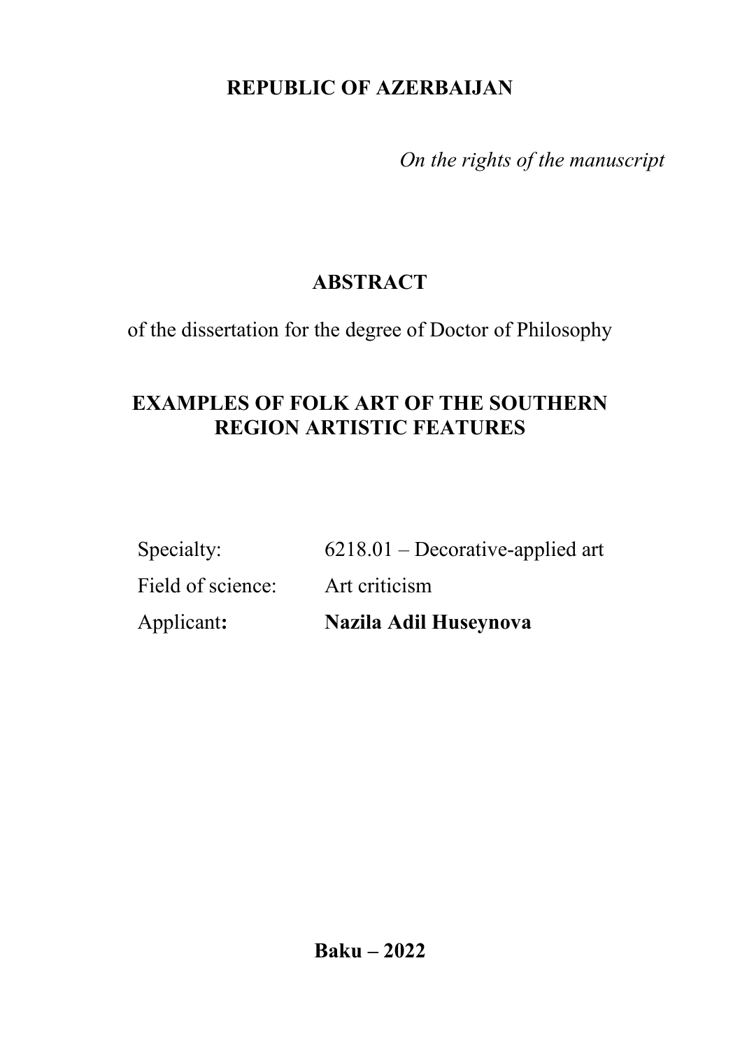**REPUBLIC OF AZERBAIJAN**

*On the rights of the manuscript*

# ABSTRACT

of the dissertation for the degree of Doctor of Philosophy

## EXAMPLES OF FOLK ART OF THE SOUTHERN REGION ARTISTIC FEATURES

| | |
|---|---|
| Specialty: | 6218.01 – Decorative-applied art |
| Field of science: | Art criticism |
| Applicant**:** | **Nazila Adil Huseynova** |

**Baku – 2022**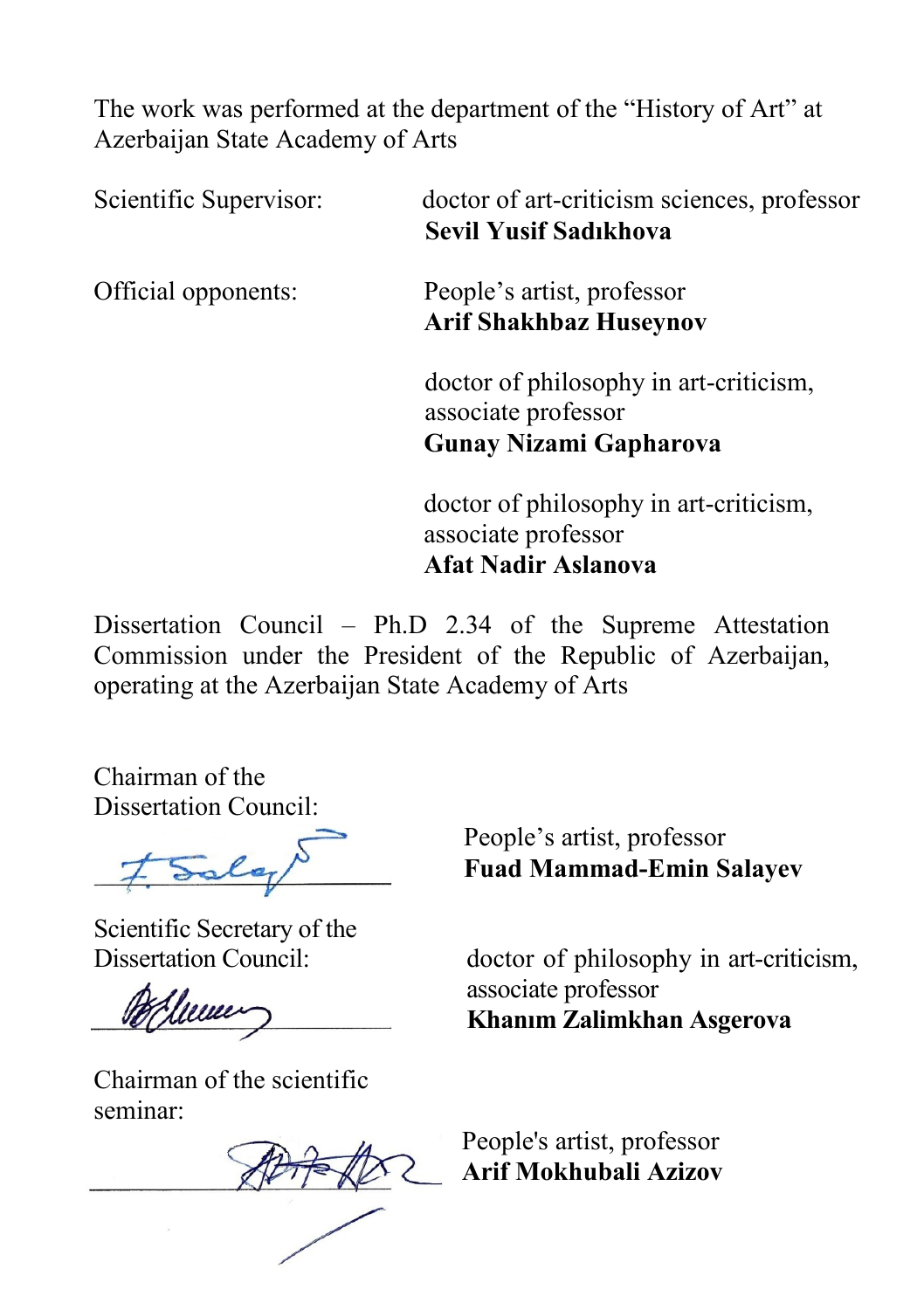The work was performed at the department of the "History of Art" at Azerbaijan State Academy of Arts

Scientific Supervisor: doctor of art-criticism sciences, professor
**Sevil Yusif Sadıkhova**

Official opponents: People's artist, professor
**Arif Shakhbaz Huseynov**

doctor of philosophy in art-criticism, associate professor
**Gunay Nizami Gapharova**

doctor of philosophy in art-criticism, associate professor
**Afat Nadir Aslanova**

Dissertation Council – Ph.D 2.34 of the Supreme Attestation Commission under the President of the Republic of Azerbaijan, operating at the Azerbaijan State Academy of Arts

Chairman of the Dissertation Council: People's artist, professor
**Fuad Mammad-Emin Salayev**

Scientific Secretary of the Dissertation Council: doctor of philosophy in art-criticism, associate professor
**Khanım Zalimkhan Asgerova**

Chairman of the scientific seminar: People's artist, professor
**Arif Mokhubali Azizov**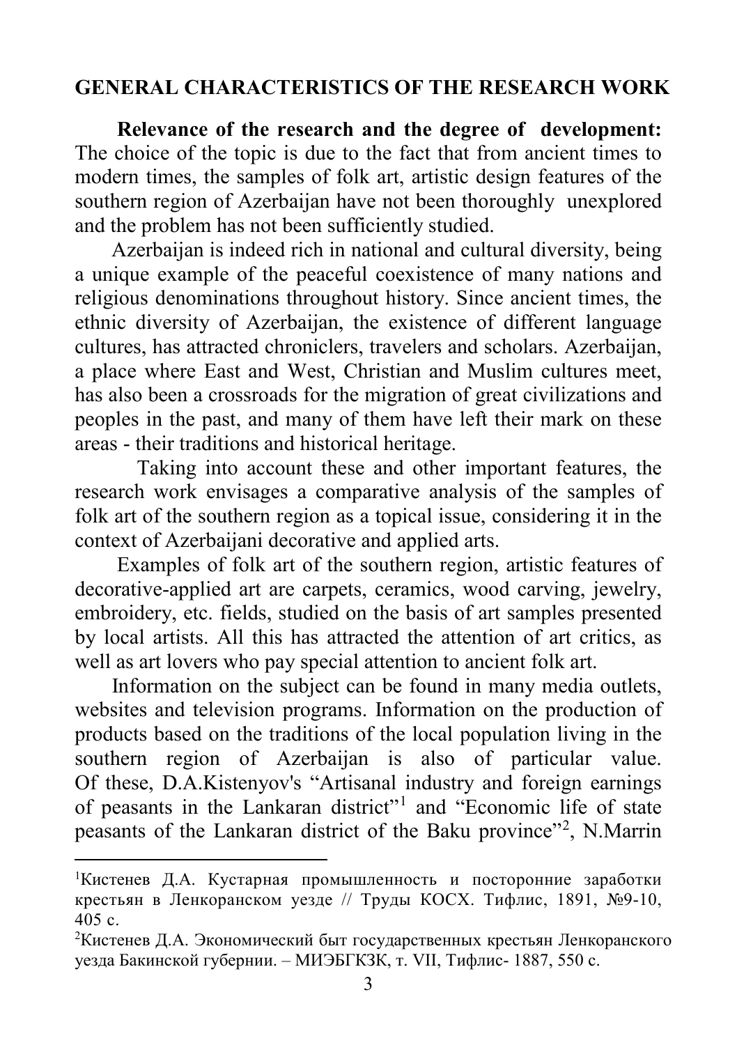## GENERAL CHARACTERISTICS OF THE RESEARCH WORK

**Relevance of the research and the degree of development:** The choice of the topic is due to the fact that from ancient times to modern times, the samples of folk art, artistic design features of the southern region of Azerbaijan have not been thoroughly unexplored and the problem has not been sufficiently studied.

Azerbaijan is indeed rich in national and cultural diversity, being a unique example of the peaceful coexistence of many nations and religious denominations throughout history. Since ancient times, the ethnic diversity of Azerbaijan, the existence of different language cultures, has attracted chroniclers, travelers and scholars. Azerbaijan, a place where East and West, Christian and Muslim cultures meet, has also been a crossroads for the migration of great civilizations and peoples in the past, and many of them have left their mark on these areas - their traditions and historical heritage.

Taking into account these and other important features, the research work envisages a comparative analysis of the samples of folk art of the southern region as a topical issue, considering it in the context of Azerbaijani decorative and applied arts.

Examples of folk art of the southern region, artistic features of decorative-applied art are carpets, ceramics, wood carving, jewelry, embroidery, etc. fields, studied on the basis of art samples presented by local artists. All this has attracted the attention of art critics, as well as art lovers who pay special attention to ancient folk art.

Information on the subject can be found in many media outlets, websites and television programs. Information on the production of products based on the traditions of the local population living in the southern region of Azerbaijan is also of particular value. Of these, D.A.Kistenyov's "Artisanal industry and foreign earnings of peasants in the Lankaran district"[1] and "Economic life of state peasants of the Lankaran district of the Baku province"[2], N.Marrin

---

[1]Кистенев Д.А. Кустарная промышленность и посторонние заработки крестьян в Ленкоранском уезде // Труды КОСХ. Тифлис, 1891, №9-10, 405 с.

[2]Кистенев Д.А. Экономический быт государственных крестьян Ленкоранского уезда Бакинской губернии. – МИЭБГКЗК, т. VII, Тифлис- 1887, 550 с.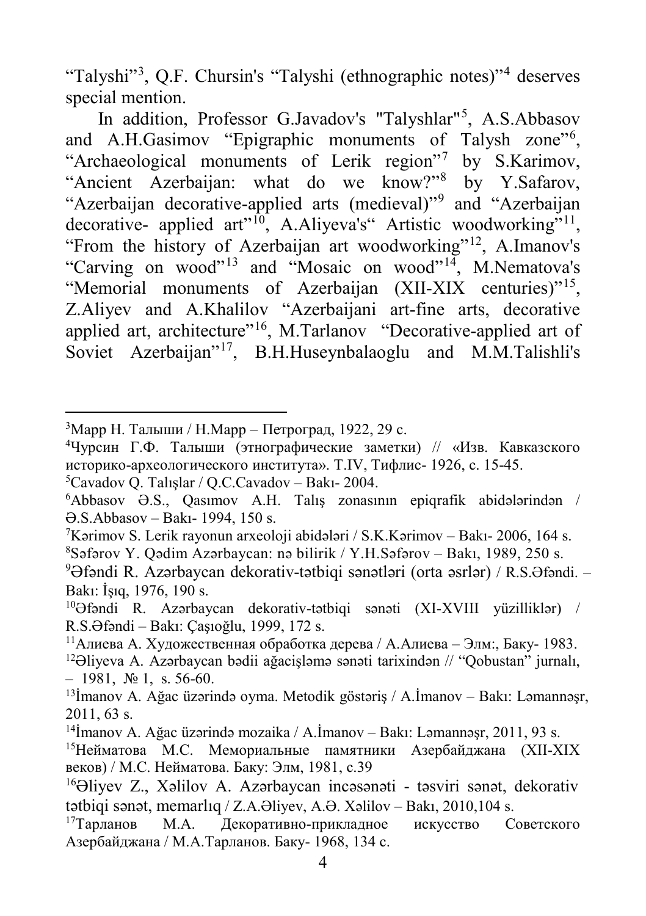"Talyshi"[3], Q.F. Chursin's "Talyshi (ethnographic notes)"[4] deserves special mention.

In addition, Professor G.Javadov's "Talyshlar"[5], A.S.Abbasov and A.H.Gasimov "Epigraphic monuments of Talysh zone"[6], "Archaeological monuments of Lerik region"[7] by S.Karimov, "Ancient Azerbaijan: what do we know?"[8] by Y.Safarov, "Azerbaijan decorative-applied arts (medieval)"[9] and "Azerbaijan decorative- applied art"[10], A.Aliyeva's" Artistic woodworking"[11], "From the history of Azerbaijan art woodworking"[12], A.Imanov's "Carving on wood"[13] and "Mosaic on wood"[14], M.Nematova's "Memorial monuments of Azerbaijan (XII-XIX centuries)"[15], Z.Aliyev and A.Khalilov "Azerbaijani art-fine arts, decorative applied art, architecture"[16], M.Tarlanov "Decorative-applied art of Soviet Azerbaijan"[17], B.H.Huseynbalaoglu and M.M.Talishli's

---

[3]Марр Н. Талыши / Н.Марр – Петроград, 1922, 29 с.

[4]Чурсин Г.Ф. Талыши (этнографические заметки) // «Изв. Кавказского историко-археологического института». Т.IV, Тифлис- 1926, с. 15-45.

[5]Cavadov Q. Talışlar / Q.C.Cavadov – Bakı- 2004.

[6]Abbasov Ə.S., Qasımov A.H. Talış zonasının epiqrafik abidələrindən / Ə.S.Abbasov – Bakı- 1994, 150 s.

[7]Kərimov S. Lerik rayonun arxeoloji abidələri / S.K.Kərimov – Bakı- 2006, 164 s.

[8]Səfərov Y. Qədim Azərbaycan: nə bilirik / Y.H.Səfərov – Bakı, 1989, 250 s.

[9]Əfəndi R. Azərbaycan dekorativ-tətbiqi sənətləri (orta əsrlər) / R.S.Əfəndi. – Bakı: İşıq, 1976, 190 s.

[10]Əfəndi R. Azərbaycan dekorativ-tətbiqi sənəti (XI-XVIII yüzilliklər) / R.S.Əfəndi – Bakı: Çaşıoğlu, 1999, 172 s.

[11]Алиева А. Художественная обработка дерева / А.Алиева – Элм:, Баку- 1983.

[12]Əliyeva A. Azərbaycan bədii ağacişləmə sənəti tarixindən // "Qobustan" jurnalı, – 1981, № 1, s. 56-60.

[13]İmanov A. Ağac üzərində oyma. Metodik göstəriş / A.İmanov – Bakı: Ləmannəşr, 2011, 63 s.

[14]İmanov A. Ağac üzərində mozaika / A.İmanov – Bakı: Ləmannəşr, 2011, 93 s.

[15]Нейматова М.С. Мемориальные памятники Азербайджана (XII-XIX веков) / М.С. Нейматова. Баку: Элм, 1981, с.39

[16]Əliyev Z., Xəlilov A. Azərbaycan incəsənəti - təsviri sənət, dekorativ tətbiqi sənət, memarlıq / Z.A.Əliyev, A.Ə. Xəlilov – Bakı, 2010,104 s.

[17]Тарланов М.А. Декоративно-прикладное искусство Советского Азербайджана / М.А.Тарланов. Баку- 1968, 134 с.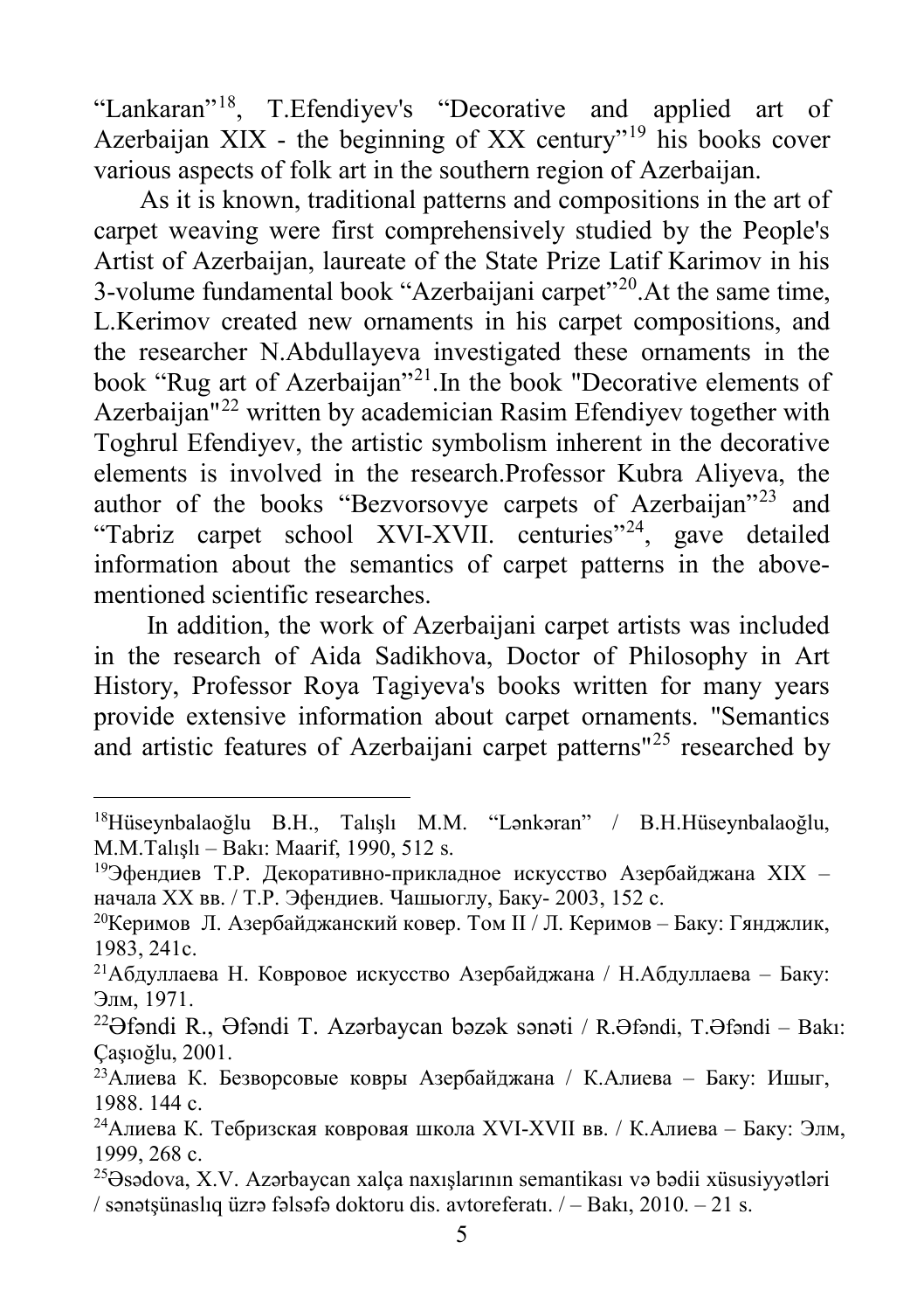"Lankaran"[18], T.Efendiyev's "Decorative and applied art of Azerbaijan XIX - the beginning of XX century"[19] his books cover various aspects of folk art in the southern region of Azerbaijan.

As it is known, traditional patterns and compositions in the art of carpet weaving were first comprehensively studied by the People's Artist of Azerbaijan, laureate of the State Prize Latif Karimov in his 3-volume fundamental book "Azerbaijani carpet"[20].At the same time, L.Kerimov created new ornaments in his carpet compositions, and the researcher N.Abdullayeva investigated these ornaments in the book "Rug art of Azerbaijan"[21].In the book "Decorative elements of Azerbaijan"[22] written by academician Rasim Efendiyev together with Toghrul Efendiyev, the artistic symbolism inherent in the decorative elements is involved in the research.Professor Kubra Aliyeva, the author of the books "Bezvorsovye carpets of Azerbaijan"[23] and "Tabriz carpet school XVI-XVII. centuries"[24], gave detailed information about the semantics of carpet patterns in the above-mentioned scientific researches.

In addition, the work of Azerbaijani carpet artists was included in the research of Aida Sadikhova, Doctor of Philosophy in Art History, Professor Roya Tagiyeva's books written for many years provide extensive information about carpet ornaments. "Semantics and artistic features of Azerbaijani carpet patterns"[25] researched by

---

[18]Hüseynbalaoğlu B.H., Talışlı M.M. "Lənkəran" / B.H.Hüseynbalaoğlu, M.M.Talışlı – Bakı: Maarif, 1990, 512 s.

[19]Эфендиев Т.Р. Декоративно-прикладное искусство Азербайджана XIX – начала XX вв. / Т.Р. Эфендиев. Чашыоглу, Баку- 2003, 152 с.

[20]Керимов Л. Азербайджанский ковер. Том II / Л. Керимов – Баку: Гянджлик, 1983, 241с.

[21]Абдуллаева Н. Ковровое искусство Азербайджана / Н.Абдуллаева – Баку: Элм, 1971.

[22]Əfəndi R., Əfəndi T. Azərbaycan bəzək sənəti / R.Əfəndi, T.Əfəndi – Bakı: Çaşıoğlu, 2001.

[23]Алиева К. Безворсовые ковры Азербайджана / К.Алиева – Баку: Ишыг, 1988. 144 с.

[24]Алиева К. Тебризская ковровая школа XVI-XVII вв. / К.Алиева – Баку: Элм, 1999, 268 с.

[25]Əsədova, X.V. Azərbaycan xalça naxışlarının semantikası və bədii xüsusiyyətləri / sənətşünaslıq üzrə fəlsəfə doktoru dis. avtoreferatı. / – Bakı, 2010. – 21 s.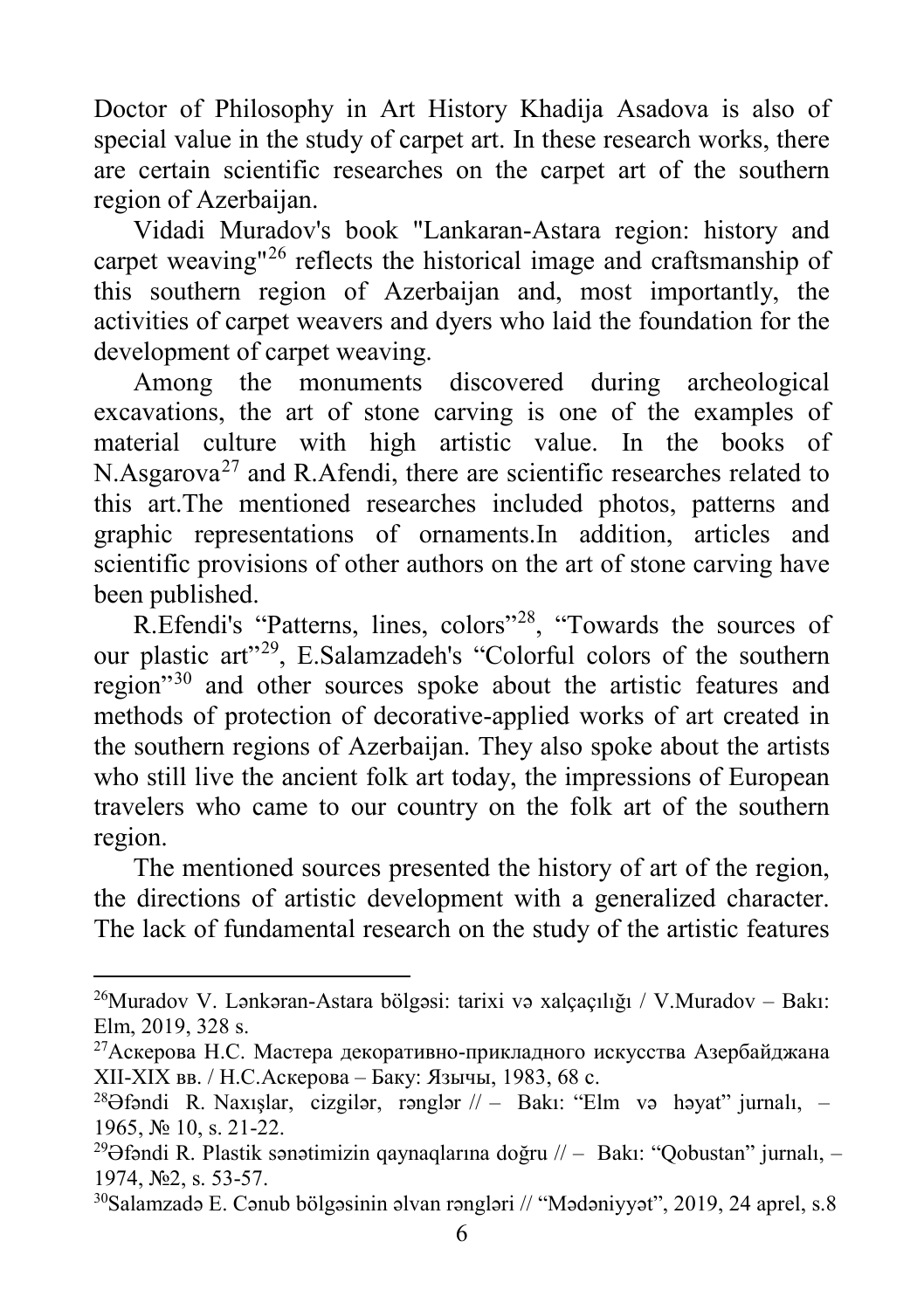Doctor of Philosophy in Art History Khadija Asadova is also of special value in the study of carpet art. In these research works, there are certain scientific researches on the carpet art of the southern region of Azerbaijan.

Vidadi Muradov's book "Lankaran-Astara region: history and carpet weaving"[26] reflects the historical image and craftsmanship of this southern region of Azerbaijan and, most importantly, the activities of carpet weavers and dyers who laid the foundation for the development of carpet weaving.

Among the monuments discovered during archeological excavations, the art of stone carving is one of the examples of material culture with high artistic value. In the books of N.Asgarova[27] and R.Afendi, there are scientific researches related to this art.The mentioned researches included photos, patterns and graphic representations of ornaments.In addition, articles and scientific provisions of other authors on the art of stone carving have been published.

R.Efendi's "Patterns, lines, colors"[28], "Towards the sources of our plastic art"[29], E.Salamzadeh's "Colorful colors of the southern region"[30] and other sources spoke about the artistic features and methods of protection of decorative-applied works of art created in the southern regions of Azerbaijan. They also spoke about the artists who still live the ancient folk art today, the impressions of European travelers who came to our country on the folk art of the southern region.

The mentioned sources presented the history of art of the region, the directions of artistic development with a generalized character. The lack of fundamental research on the study of the artistic features

---

[26] Muradov V. Lənkəran-Astara bölgəsi: tarixi və xalçaçılığı / V.Muradov – Bakı: Elm, 2019, 328 s.

[27] Аскерова Н.С. Мастера декоративно-прикладного искусства Азербайджана XII-XIX вв. / Н.С.Аскерова – Баку: Язычы, 1983, 68 с.

[28] Əfəndi R. Naxışlar, cizgilər, rənglər // – Bakı: "Elm və həyat" jurnalı, – 1965, № 10, s. 21-22.

[29] Əfəndi R. Plastik sənətimizin qaynaqlarına doğru // – Bakı: "Qobustan" jurnalı, – 1974, №2, s. 53-57.

[30] Salamzadə E. Cənub bölgəsinin əlvan rəngləri // "Mədəniyyət", 2019, 24 aprel, s.8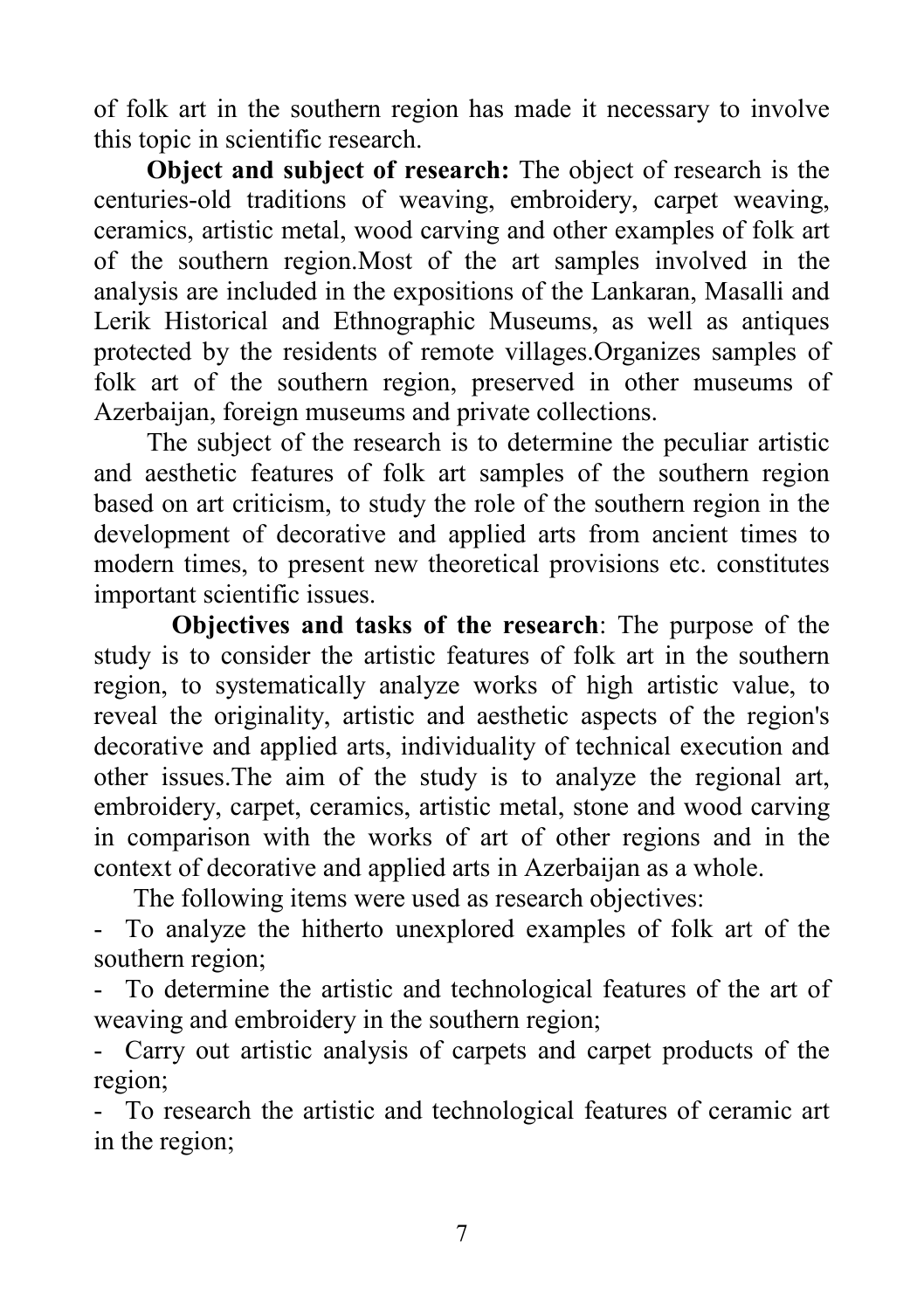of folk art in the southern region has made it necessary to involve this topic in scientific research.

**Object and subject of research:** The object of research is the centuries-old traditions of weaving, embroidery, carpet weaving, ceramics, artistic metal, wood carving and other examples of folk art of the southern region.Most of the art samples involved in the analysis are included in the expositions of the Lankaran, Masalli and Lerik Historical and Ethnographic Museums, as well as antiques protected by the residents of remote villages.Organizes samples of folk art of the southern region, preserved in other museums of Azerbaijan, foreign museums and private collections.

The subject of the research is to determine the peculiar artistic and aesthetic features of folk art samples of the southern region based on art criticism, to study the role of the southern region in the development of decorative and applied arts from ancient times to modern times, to present new theoretical provisions etc. constitutes important scientific issues.

**Objectives and tasks of the research**: The purpose of the study is to consider the artistic features of folk art in the southern region, to systematically analyze works of high artistic value, to reveal the originality, artistic and aesthetic aspects of the region's decorative and applied arts, individuality of technical execution and other issues.The aim of the study is to analyze the regional art, embroidery, carpet, ceramics, artistic metal, stone and wood carving in comparison with the works of art of other regions and in the context of decorative and applied arts in Azerbaijan as a whole.

The following items were used as research objectives:

- To analyze the hitherto unexplored examples of folk art of the southern region;
- To determine the artistic and technological features of the art of weaving and embroidery in the southern region;
- Carry out artistic analysis of carpets and carpet products of the region;
- To research the artistic and technological features of ceramic art in the region;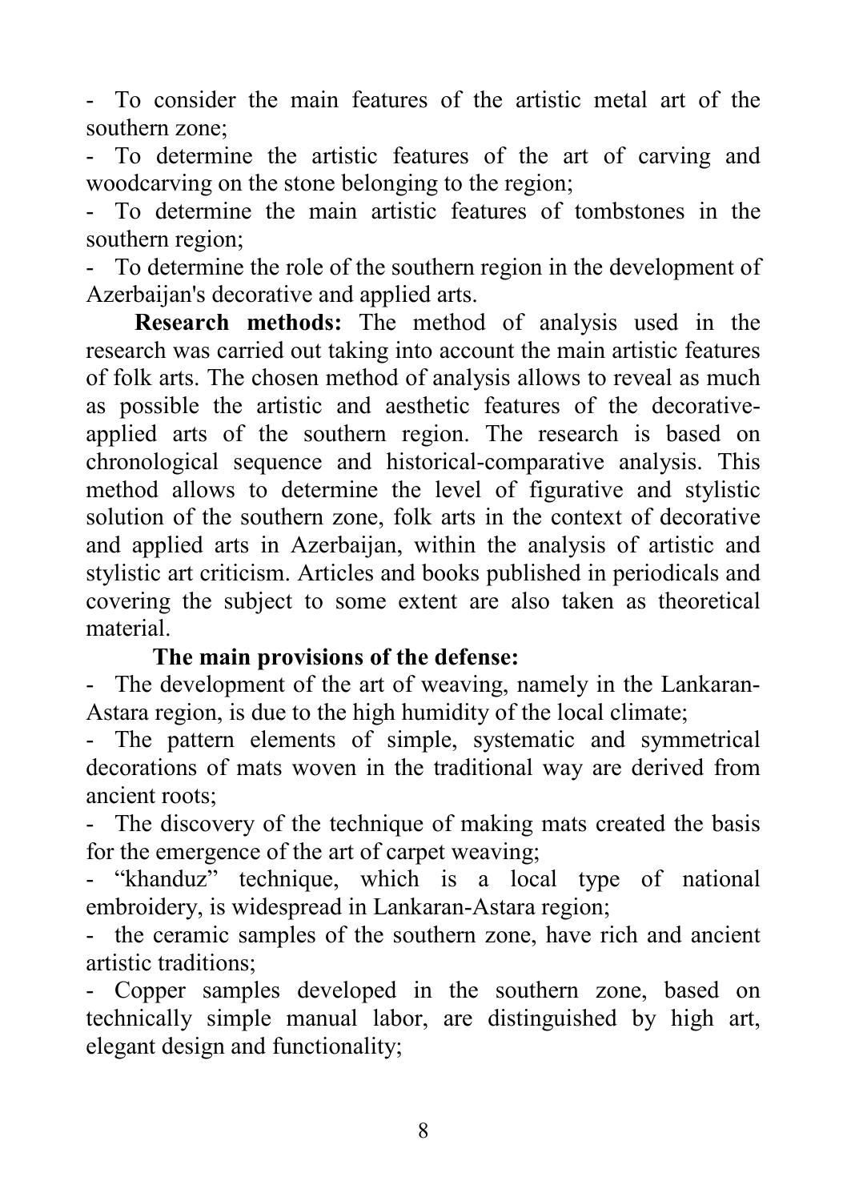- To consider the main features of the artistic metal art of the southern zone;
- To determine the artistic features of the art of carving and woodcarving on the stone belonging to the region;
- To determine the main artistic features of tombstones in the southern region;
- To determine the role of the southern region in the development of Azerbaijan's decorative and applied arts.

**Research methods:** The method of analysis used in the research was carried out taking into account the main artistic features of folk arts. The chosen method of analysis allows to reveal as much as possible the artistic and aesthetic features of the decorative-applied arts of the southern region. The research is based on chronological sequence and historical-comparative analysis. This method allows to determine the level of figurative and stylistic solution of the southern zone, folk arts in the context of decorative and applied arts in Azerbaijan, within the analysis of artistic and stylistic art criticism. Articles and books published in periodicals and covering the subject to some extent are also taken as theoretical material.

**The main provisions of the defense:**

- The development of the art of weaving, namely in the Lankaran-Astara region, is due to the high humidity of the local climate;
- The pattern elements of simple, systematic and symmetrical decorations of mats woven in the traditional way are derived from ancient roots;
- The discovery of the technique of making mats created the basis for the emergence of the art of carpet weaving;
- "khanduz" technique, which is a local type of national embroidery, is widespread in Lankaran-Astara region;
- the ceramic samples of the southern zone, have rich and ancient artistic traditions;
- Copper samples developed in the southern zone, based on technically simple manual labor, are distinguished by high art, elegant design and functionality;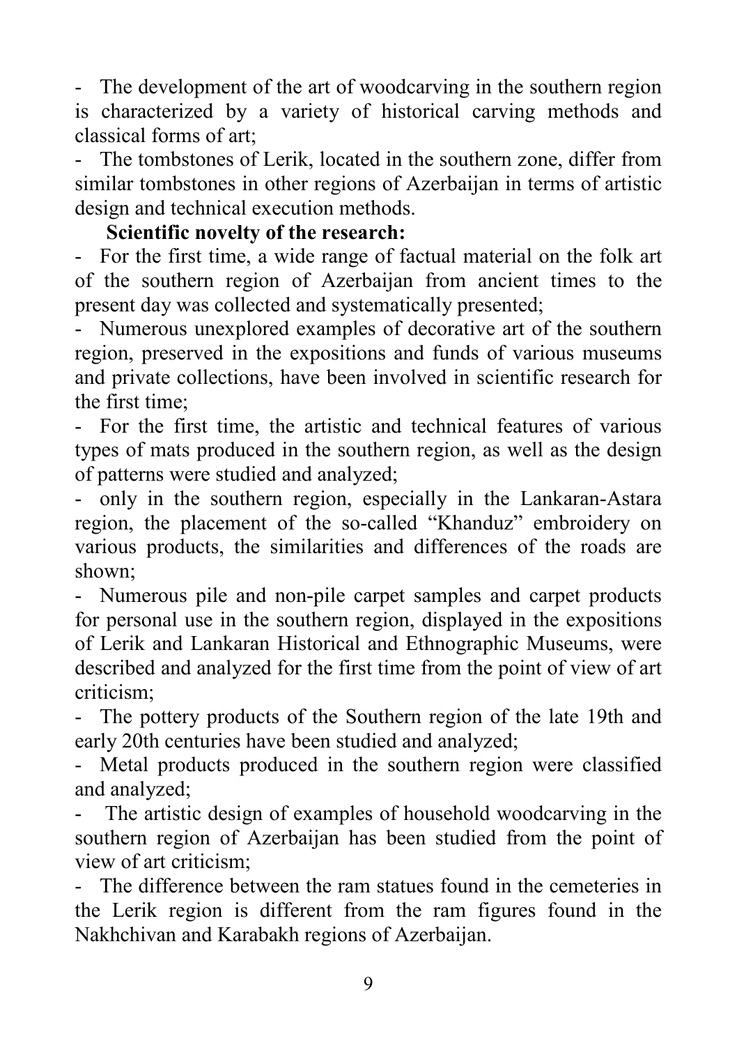- The development of the art of woodcarving in the southern region is characterized by a variety of historical carving methods and classical forms of art;
- The tombstones of Lerik, located in the southern zone, differ from similar tombstones in other regions of Azerbaijan in terms of artistic design and technical execution methods.

**Scientific novelty of the research:**

- For the first time, a wide range of factual material on the folk art of the southern region of Azerbaijan from ancient times to the present day was collected and systematically presented;
- Numerous unexplored examples of decorative art of the southern region, preserved in the expositions and funds of various museums and private collections, have been involved in scientific research for the first time;
- For the first time, the artistic and technical features of various types of mats produced in the southern region, as well as the design of patterns were studied and analyzed;
- only in the southern region, especially in the Lankaran-Astara region, the placement of the so-called "Khanduz" embroidery on various products, the similarities and differences of the roads are shown;
- Numerous pile and non-pile carpet samples and carpet products for personal use in the southern region, displayed in the expositions of Lerik and Lankaran Historical and Ethnographic Museums, were described and analyzed for the first time from the point of view of art criticism;
- The pottery products of the Southern region of the late 19th and early 20th centuries have been studied and analyzed;
- Metal products produced in the southern region were classified and analyzed;
- The artistic design of examples of household woodcarving in the southern region of Azerbaijan has been studied from the point of view of art criticism;
- The difference between the ram statues found in the cemeteries in the Lerik region is different from the ram figures found in the Nakhchivan and Karabakh regions of Azerbaijan.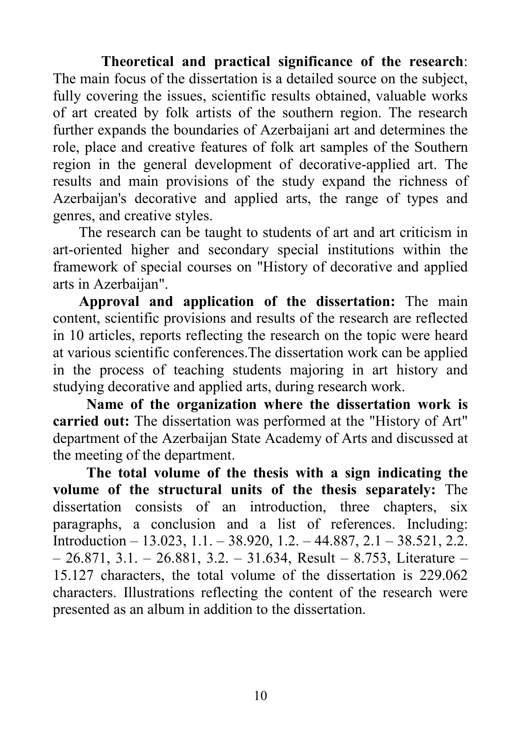**Theoretical and practical significance of the research**: The main focus of the dissertation is a detailed source on the subject, fully covering the issues, scientific results obtained, valuable works of art created by folk artists of the southern region. The research further expands the boundaries of Azerbaijani art and determines the role, place and creative features of folk art samples of the Southern region in the general development of decorative-applied art. The results and main provisions of the study expand the richness of Azerbaijan's decorative and applied arts, the range of types and genres, and creative styles.

The research can be taught to students of art and art criticism in art-oriented higher and secondary special institutions within the framework of special courses on "History of decorative and applied arts in Azerbaijan".

**Approval and application of the dissertation:** The main content, scientific provisions and results of the research are reflected in 10 articles, reports reflecting the research on the topic were heard at various scientific conferences.The dissertation work can be applied in the process of teaching students majoring in art history and studying decorative and applied arts, during research work.

**Name of the organization where the dissertation work is carried out:** The dissertation was performed at the "History of Art" department of the Azerbaijan State Academy of Arts and discussed at the meeting of the department.

**The total volume of the thesis with a sign indicating the volume of the structural units of the thesis separately:** The dissertation consists of an introduction, three chapters, six paragraphs, a conclusion and a list of references. Including: Introduction – 13.023, 1.1. – 38.920, 1.2. – 44.887, 2.1 – 38.521, 2.2. – 26.871, 3.1. – 26.881, 3.2. – 31.634, Result – 8.753, Literature – 15.127 characters, the total volume of the dissertation is 229.062 characters. Illustrations reflecting the content of the research were presented as an album in addition to the dissertation.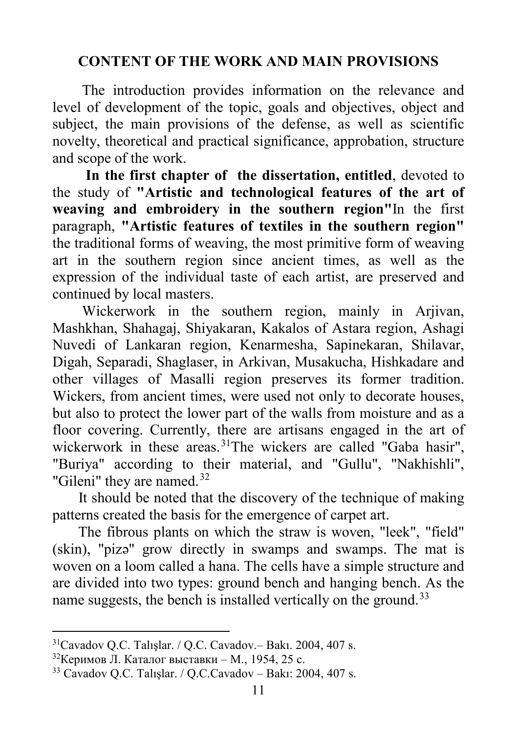## CONTENT OF THE WORK AND MAIN PROVISIONS

The introduction provides information on the relevance and level of development of the topic, goals and objectives, object and subject, the main provisions of the defense, as well as scientific novelty, theoretical and practical significance, approbation, structure and scope of the work.

**In the first chapter of the dissertation, entitled**, devoted to the study of **"Artistic and technological features of the art of weaving and embroidery in the southern region"**In the first paragraph, **"Artistic features of textiles in the southern region"** the traditional forms of weaving, the most primitive form of weaving art in the southern region since ancient times, as well as the expression of the individual taste of each artist, are preserved and continued by local masters.

Wickerwork in the southern region, mainly in Arjivan, Mashkhan, Shahagaj, Shiyakaran, Kakalos of Astara region, Ashagi Nuvedi of Lankaran region, Kenarmesha, Sapinekaran, Shilavar, Digah, Separadi, Shaglaser, in Arkivan, Musakucha, Hishkadare and other villages of Masalli region preserves its former tradition. Wickers, from ancient times, were used not only to decorate houses, but also to protect the lower part of the walls from moisture and as a floor covering. Currently, there are artisans engaged in the art of wickerwork in these areas.[31]The wickers are called "Gaba hasir", "Buriya" according to their material, and "Gullu", "Nakhishli", "Gileni" they are named.[32]

It should be noted that the discovery of the technique of making patterns created the basis for the emergence of carpet art.

The fibrous plants on which the straw is woven, "leek", "field" (skin), "pizə" grow directly in swamps and swamps. The mat is woven on a loom called a hana. The cells have a simple structure and are divided into two types: ground bench and hanging bench. As the name suggests, the bench is installed vertically on the ground.[33]

---

[31]Cavadov Q.C. Talışlar. / Q.C. Cavadov.– Bakı. 2004, 407 s.

[32]Керимов Л. Каталог выставки – М., 1954, 25 с.

[33] Cavadov Q.C. Talışlar. / Q.C.Cavadov – Bakı: 2004, 407 s.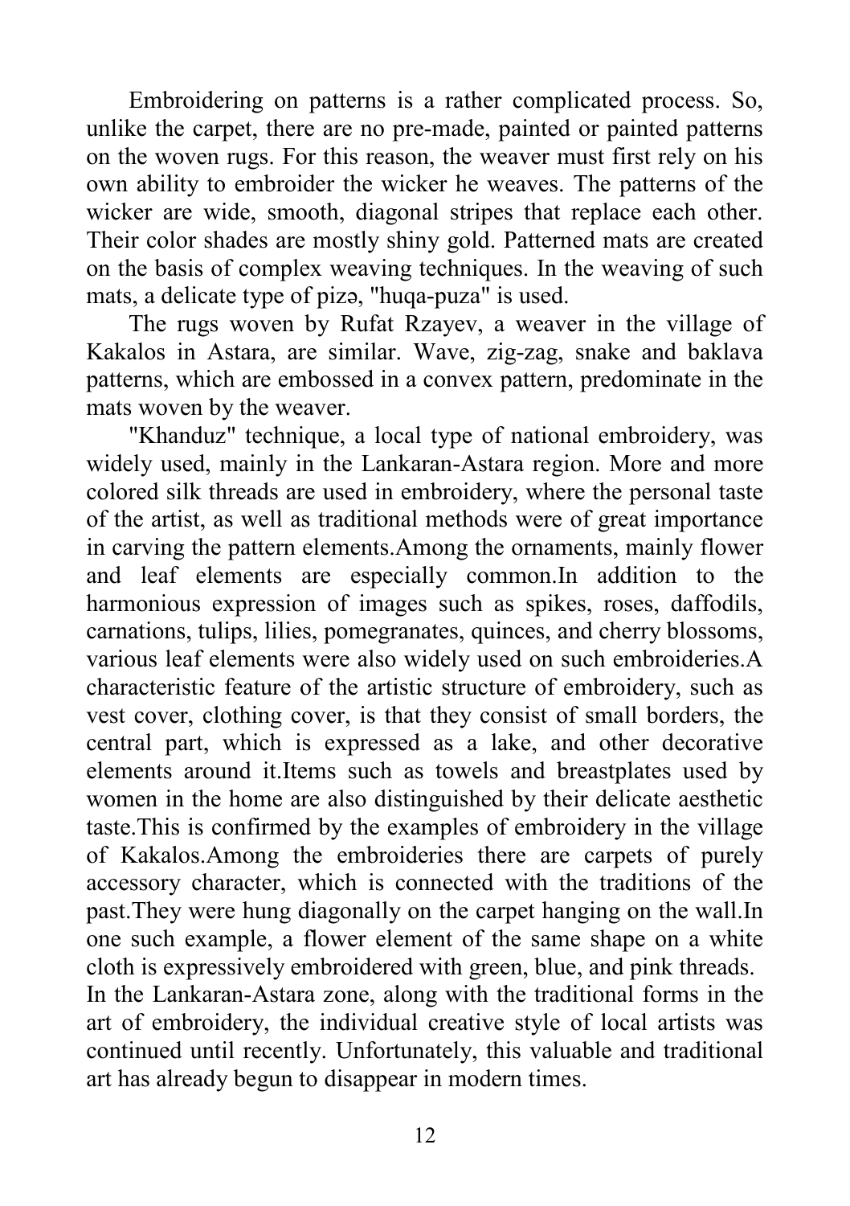Embroidering on patterns is a rather complicated process. So, unlike the carpet, there are no pre-made, painted or painted patterns on the woven rugs. For this reason, the weaver must first rely on his own ability to embroider the wicker he weaves. The patterns of the wicker are wide, smooth, diagonal stripes that replace each other. Their color shades are mostly shiny gold. Patterned mats are created on the basis of complex weaving techniques. In the weaving of such mats, a delicate type of pizə, "huqa-puza" is used.

The rugs woven by Rufat Rzayev, a weaver in the village of Kakalos in Astara, are similar. Wave, zig-zag, snake and baklava patterns, which are embossed in a convex pattern, predominate in the mats woven by the weaver.

"Khanduz" technique, a local type of national embroidery, was widely used, mainly in the Lankaran-Astara region. More and more colored silk threads are used in embroidery, where the personal taste of the artist, as well as traditional methods were of great importance in carving the pattern elements.Among the ornaments, mainly flower and leaf elements are especially common.In addition to the harmonious expression of images such as spikes, roses, daffodils, carnations, tulips, lilies, pomegranates, quinces, and cherry blossoms, various leaf elements were also widely used on such embroideries.A characteristic feature of the artistic structure of embroidery, such as vest cover, clothing cover, is that they consist of small borders, the central part, which is expressed as a lake, and other decorative elements around it.Items such as towels and breastplates used by women in the home are also distinguished by their delicate aesthetic taste.This is confirmed by the examples of embroidery in the village of Kakalos.Among the embroideries there are carpets of purely accessory character, which is connected with the traditions of the past.They were hung diagonally on the carpet hanging on the wall.In one such example, a flower element of the same shape on a white cloth is expressively embroidered with green, blue, and pink threads.

In the Lankaran-Astara zone, along with the traditional forms in the art of embroidery, the individual creative style of local artists was continued until recently. Unfortunately, this valuable and traditional art has already begun to disappear in modern times.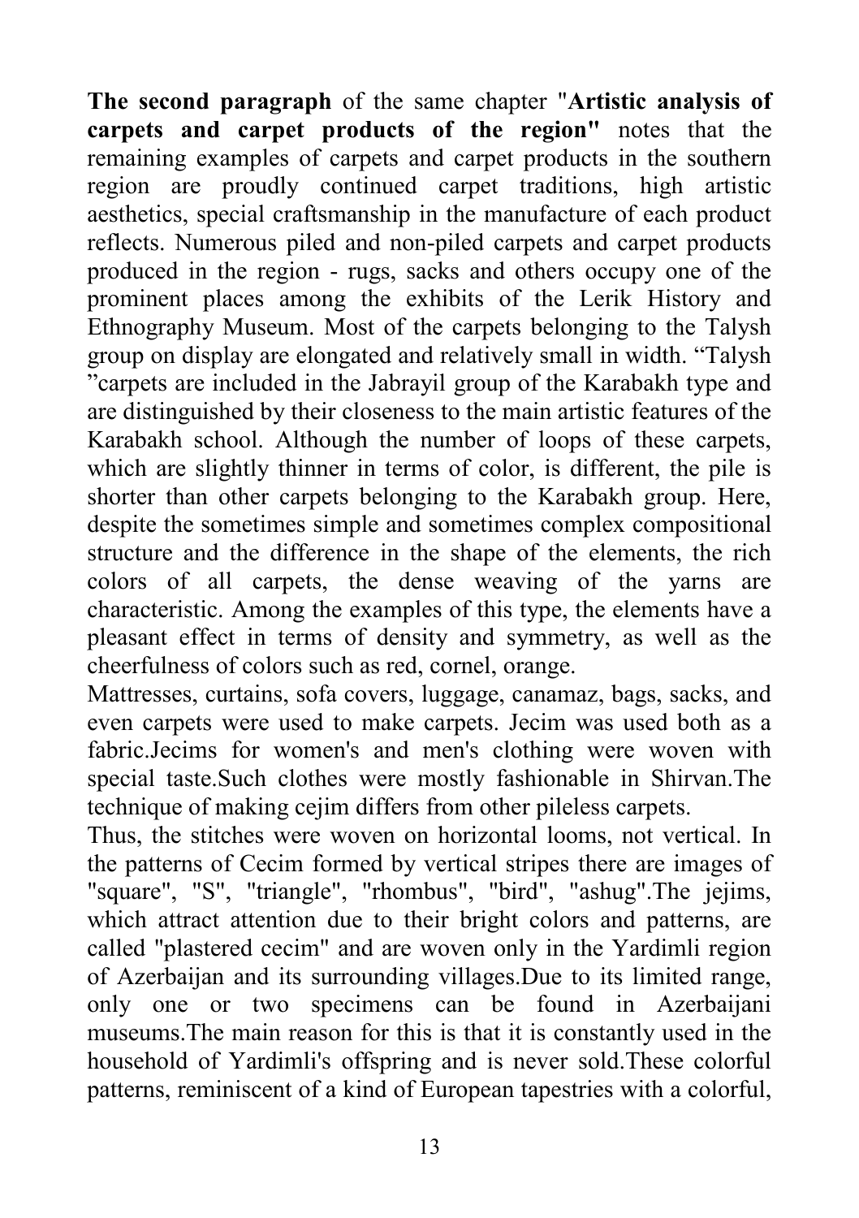**The second paragraph** of the same chapter "**Artistic analysis of carpets and carpet products of the region"** notes that the remaining examples of carpets and carpet products in the southern region are proudly continued carpet traditions, high artistic aesthetics, special craftsmanship in the manufacture of each product reflects. Numerous piled and non-piled carpets and carpet products produced in the region - rugs, sacks and others occupy one of the prominent places among the exhibits of the Lerik History and Ethnography Museum. Most of the carpets belonging to the Talysh group on display are elongated and relatively small in width. "Talysh "carpets are included in the Jabrayil group of the Karabakh type and are distinguished by their closeness to the main artistic features of the Karabakh school. Although the number of loops of these carpets, which are slightly thinner in terms of color, is different, the pile is shorter than other carpets belonging to the Karabakh group. Here, despite the sometimes simple and sometimes complex compositional structure and the difference in the shape of the elements, the rich colors of all carpets, the dense weaving of the yarns are characteristic. Among the examples of this type, the elements have a pleasant effect in terms of density and symmetry, as well as the cheerfulness of colors such as red, cornel, orange.

Mattresses, curtains, sofa covers, luggage, canamaz, bags, sacks, and even carpets were used to make carpets. Jecim was used both as a fabric.Jecims for women's and men's clothing were woven with special taste.Such clothes were mostly fashionable in Shirvan.The technique of making cejim differs from other pileless carpets.

Thus, the stitches were woven on horizontal looms, not vertical. In the patterns of Cecim formed by vertical stripes there are images of "square", "S", "triangle", "rhombus", "bird", "ashug".The jejims, which attract attention due to their bright colors and patterns, are called "plastered cecim" and are woven only in the Yardimli region of Azerbaijan and its surrounding villages.Due to its limited range, only one or two specimens can be found in Azerbaijani museums.The main reason for this is that it is constantly used in the household of Yardimli's offspring and is never sold.These colorful patterns, reminiscent of a kind of European tapestries with a colorful,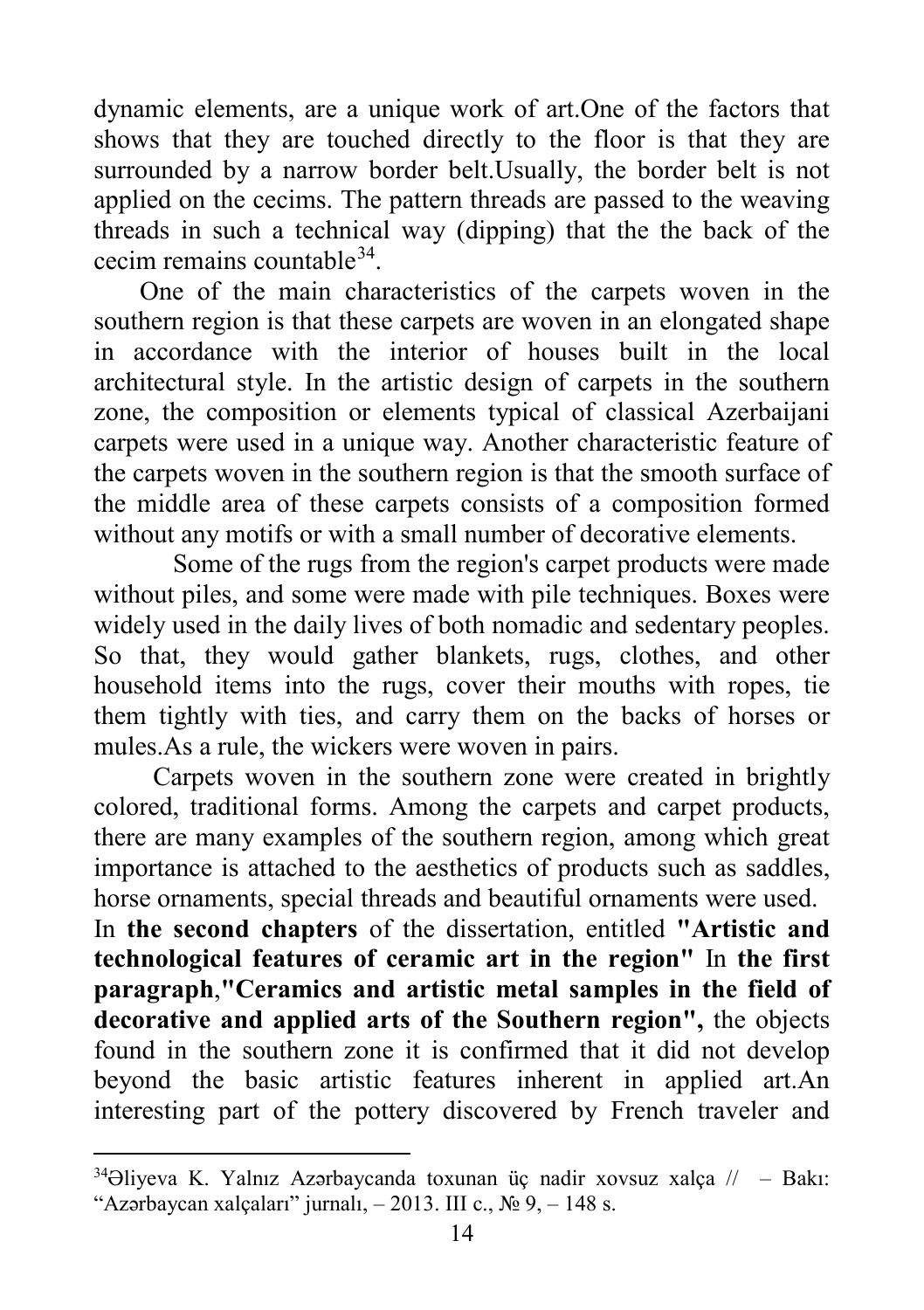dynamic elements, are a unique work of art.One of the factors that shows that they are touched directly to the floor is that they are surrounded by a narrow border belt.Usually, the border belt is not applied on the cecims. The pattern threads are passed to the weaving threads in such a technical way (dipping) that the the back of the cecim remains countable[34].

One of the main characteristics of the carpets woven in the southern region is that these carpets are woven in an elongated shape in accordance with the interior of houses built in the local architectural style. In the artistic design of carpets in the southern zone, the composition or elements typical of classical Azerbaijani carpets were used in a unique way. Another characteristic feature of the carpets woven in the southern region is that the smooth surface of the middle area of these carpets consists of a composition formed without any motifs or with a small number of decorative elements.

Some of the rugs from the region's carpet products were made without piles, and some were made with pile techniques. Boxes were widely used in the daily lives of both nomadic and sedentary peoples. So that, they would gather blankets, rugs, clothes, and other household items into the rugs, cover their mouths with ropes, tie them tightly with ties, and carry them on the backs of horses or mules.As a rule, the wickers were woven in pairs.

Carpets woven in the southern zone were created in brightly colored, traditional forms. Among the carpets and carpet products, there are many examples of the southern region, among which great importance is attached to the aesthetics of products such as saddles, horse ornaments, special threads and beautiful ornaments were used.
In **the second chapters** of the dissertation, entitled **"Artistic and technological features of ceramic art in the region"** In **the first paragraph**,**"Ceramics and artistic metal samples in the field of decorative and applied arts of the Southern region",** the objects found in the southern zone it is confirmed that it did not develop beyond the basic artistic features inherent in applied art.An interesting part of the pottery discovered by French traveler and

---

[34] Əliyeva K. Yalnız Azərbaycanda toxunan üç nadir xovsuz xalça // – Bakı: "Azərbaycan xalçaları" jurnalı, – 2013. III c., № 9, – 148 s.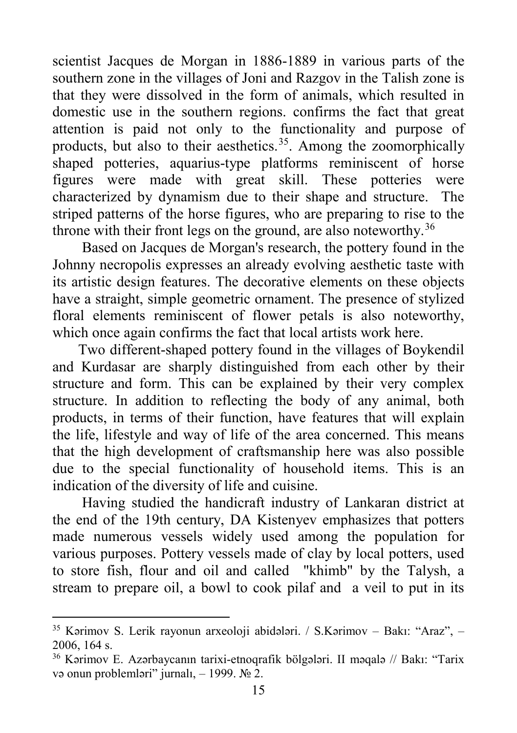scientist Jacques de Morgan in 1886-1889 in various parts of the southern zone in the villages of Joni and Razgov in the Talish zone is that they were dissolved in the form of animals, which resulted in domestic use in the southern regions. confirms the fact that great attention is paid not only to the functionality and purpose of products, but also to their aesthetics.[35]. Among the zoomorphically shaped potteries, aquarius-type platforms reminiscent of horse figures were made with great skill. These potteries were characterized by dynamism due to their shape and structure. The striped patterns of the horse figures, who are preparing to rise to the throne with their front legs on the ground, are also noteworthy.[36]

Based on Jacques de Morgan's research, the pottery found in the Johnny necropolis expresses an already evolving aesthetic taste with its artistic design features. The decorative elements on these objects have a straight, simple geometric ornament. The presence of stylized floral elements reminiscent of flower petals is also noteworthy, which once again confirms the fact that local artists work here.

Two different-shaped pottery found in the villages of Boykendil and Kurdasar are sharply distinguished from each other by their structure and form. This can be explained by their very complex structure. In addition to reflecting the body of any animal, both products, in terms of their function, have features that will explain the life, lifestyle and way of life of the area concerned. This means that the high development of craftsmanship here was also possible due to the special functionality of household items. This is an indication of the diversity of life and cuisine.

Having studied the handicraft industry of Lankaran district at the end of the 19th century, DA Kistenyev emphasizes that potters made numerous vessels widely used among the population for various purposes. Pottery vessels made of clay by local potters, used to store fish, flour and oil and called "khimb" by the Talysh, a stream to prepare oil, a bowl to cook pilaf and a veil to put in its

---

[35] Kərimov S. Lerik rayonun arxeoloji abidələri. / S.Kərimov – Bakı: "Araz", – 2006, 164 s.

[36] Kərimov E. Azərbaycanın tarixi-etnoqrafik bölgələri. II məqalə // Bakı: "Tarix və onun problemləri" jurnalı, – 1999. № 2.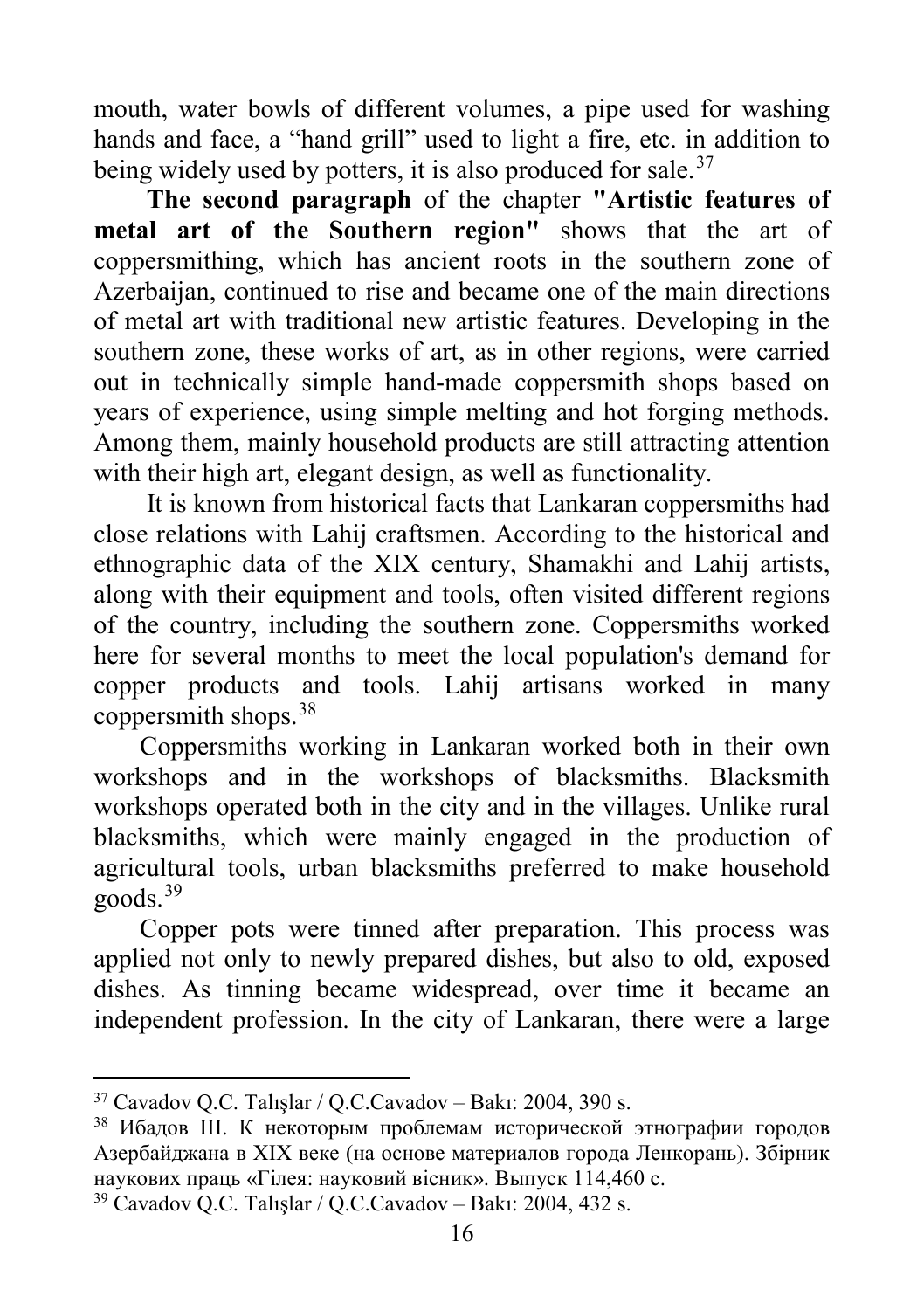mouth, water bowls of different volumes, a pipe used for washing hands and face, a “hand grill” used to light a fire, etc. in addition to being widely used by potters, it is also produced for sale.[37]

**The second paragraph** of the chapter **"Artistic features of metal art of the Southern region"** shows that the art of coppersmithing, which has ancient roots in the southern zone of Azerbaijan, continued to rise and became one of the main directions of metal art with traditional new artistic features. Developing in the southern zone, these works of art, as in other regions, were carried out in technically simple hand-made coppersmith shops based on years of experience, using simple melting and hot forging methods. Among them, mainly household products are still attracting attention with their high art, elegant design, as well as functionality.

It is known from historical facts that Lankaran coppersmiths had close relations with Lahij craftsmen. According to the historical and ethnographic data of the XIX century, Shamakhi and Lahij artists, along with their equipment and tools, often visited different regions of the country, including the southern zone. Coppersmiths worked here for several months to meet the local population's demand for copper products and tools. Lahij artisans worked in many coppersmith shops.[38]

Coppersmiths working in Lankaran worked both in their own workshops and in the workshops of blacksmiths. Blacksmith workshops operated both in the city and in the villages. Unlike rural blacksmiths, which were mainly engaged in the production of agricultural tools, urban blacksmiths preferred to make household goods.[39]

Copper pots were tinned after preparation. This process was applied not only to newly prepared dishes, but also to old, exposed dishes. As tinning became widespread, over time it became an independent profession. In the city of Lankaran, there were a large

---

[37] Cavadov Q.C. Talışlar / Q.C.Cavadov – Bakı: 2004, 390 s.

[38] Ибадов Ш. К некоторым проблемам исторической этнографии городов Азербайджана в XIX веке (на основе материалов города Ленкорань). Збірник наукових праць «Гілея: науковий вісник». Выпуск 114,460 с.

[39] Cavadov Q.C. Talışlar / Q.C.Cavadov – Bakı: 2004, 432 s.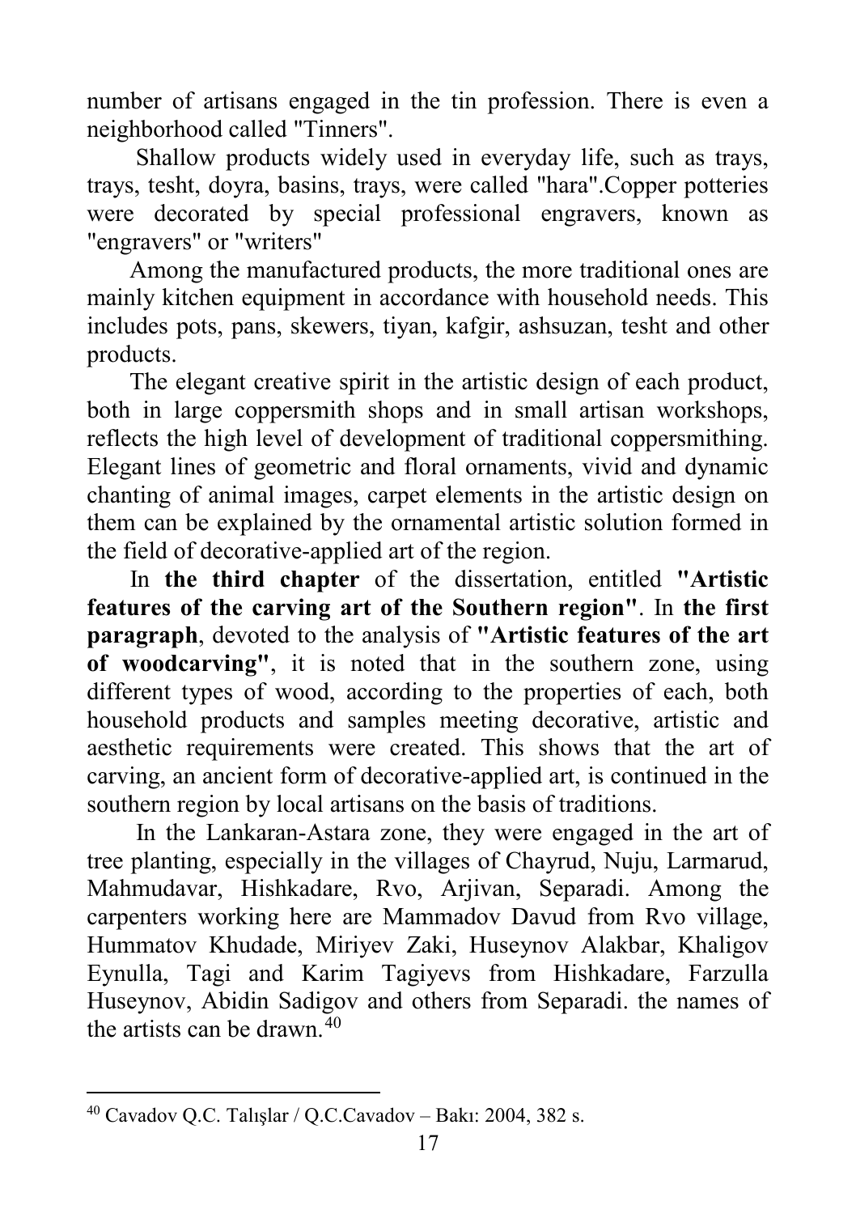number of artisans engaged in the tin profession. There is even a neighborhood called "Tinners".

Shallow products widely used in everyday life, such as trays, trays, tesht, doyra, basins, trays, were called "hara".Copper potteries were decorated by special professional engravers, known as "engravers" or "writers"

Among the manufactured products, the more traditional ones are mainly kitchen equipment in accordance with household needs. This includes pots, pans, skewers, tiyan, kafgir, ashsuzan, tesht and other products.

The elegant creative spirit in the artistic design of each product, both in large coppersmith shops and in small artisan workshops, reflects the high level of development of traditional coppersmithing. Elegant lines of geometric and floral ornaments, vivid and dynamic chanting of animal images, carpet elements in the artistic design on them can be explained by the ornamental artistic solution formed in the field of decorative-applied art of the region.

In **the third chapter** of the dissertation, entitled **"Artistic features of the carving art of the Southern region"**. In **the first paragraph**, devoted to the analysis of **"Artistic features of the art of woodcarving"**, it is noted that in the southern zone, using different types of wood, according to the properties of each, both household products and samples meeting decorative, artistic and aesthetic requirements were created. This shows that the art of carving, an ancient form of decorative-applied art, is continued in the southern region by local artisans on the basis of traditions.

In the Lankaran-Astara zone, they were engaged in the art of tree planting, especially in the villages of Chayrud, Nuju, Larmarud, Mahmudavar, Hishkadare, Rvo, Arjivan, Separadi. Among the carpenters working here are Mammadov Davud from Rvo village, Hummatov Khudade, Miriyev Zaki, Huseynov Alakbar, Khaligov Eynulla, Tagi and Karim Tagiyevs from Hishkadare, Farzulla Huseynov, Abidin Sadigov and others from Separadi. the names of the artists can be drawn.[40]

---

[40] Cavadov Q.C. Talışlar / Q.C.Cavadov – Bakı: 2004, 382 s.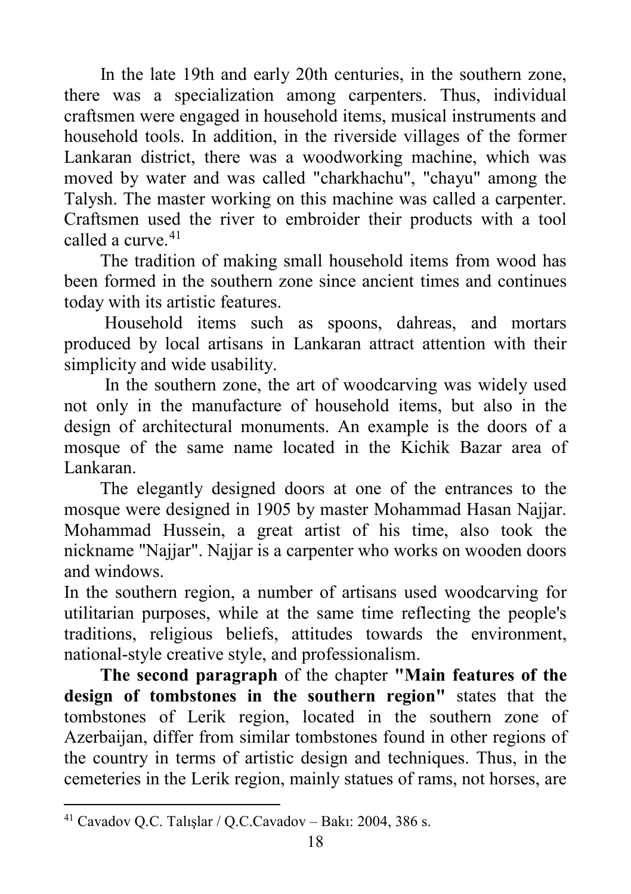In the late 19th and early 20th centuries, in the southern zone, there was a specialization among carpenters. Thus, individual craftsmen were engaged in household items, musical instruments and household tools. In addition, in the riverside villages of the former Lankaran district, there was a woodworking machine, which was moved by water and was called "charkhachu", "chayu" among the Talysh. The master working on this machine was called a carpenter. Craftsmen used the river to embroider their products with a tool called a curve.[41]

The tradition of making small household items from wood has been formed in the southern zone since ancient times and continues today with its artistic features.

Household items such as spoons, dahreas, and mortars produced by local artisans in Lankaran attract attention with their simplicity and wide usability.

In the southern zone, the art of woodcarving was widely used not only in the manufacture of household items, but also in the design of architectural monuments. An example is the doors of a mosque of the same name located in the Kichik Bazar area of Lankaran.

The elegantly designed doors at one of the entrances to the mosque were designed in 1905 by master Mohammad Hasan Najjar. Mohammad Hussein, a great artist of his time, also took the nickname "Najjar". Najjar is a carpenter who works on wooden doors and windows.

In the southern region, a number of artisans used woodcarving for utilitarian purposes, while at the same time reflecting the people's traditions, religious beliefs, attitudes towards the environment, national-style creative style, and professionalism.

**The second paragraph** of the chapter **"Main features of the design of tombstones in the southern region"** states that the tombstones of Lerik region, located in the southern zone of Azerbaijan, differ from similar tombstones found in other regions of the country in terms of artistic design and techniques. Thus, in the cemeteries in the Lerik region, mainly statues of rams, not horses, are

---

[41] Cavadov Q.C. Talışlar / Q.C.Cavadov – Bakı: 2004, 386 s.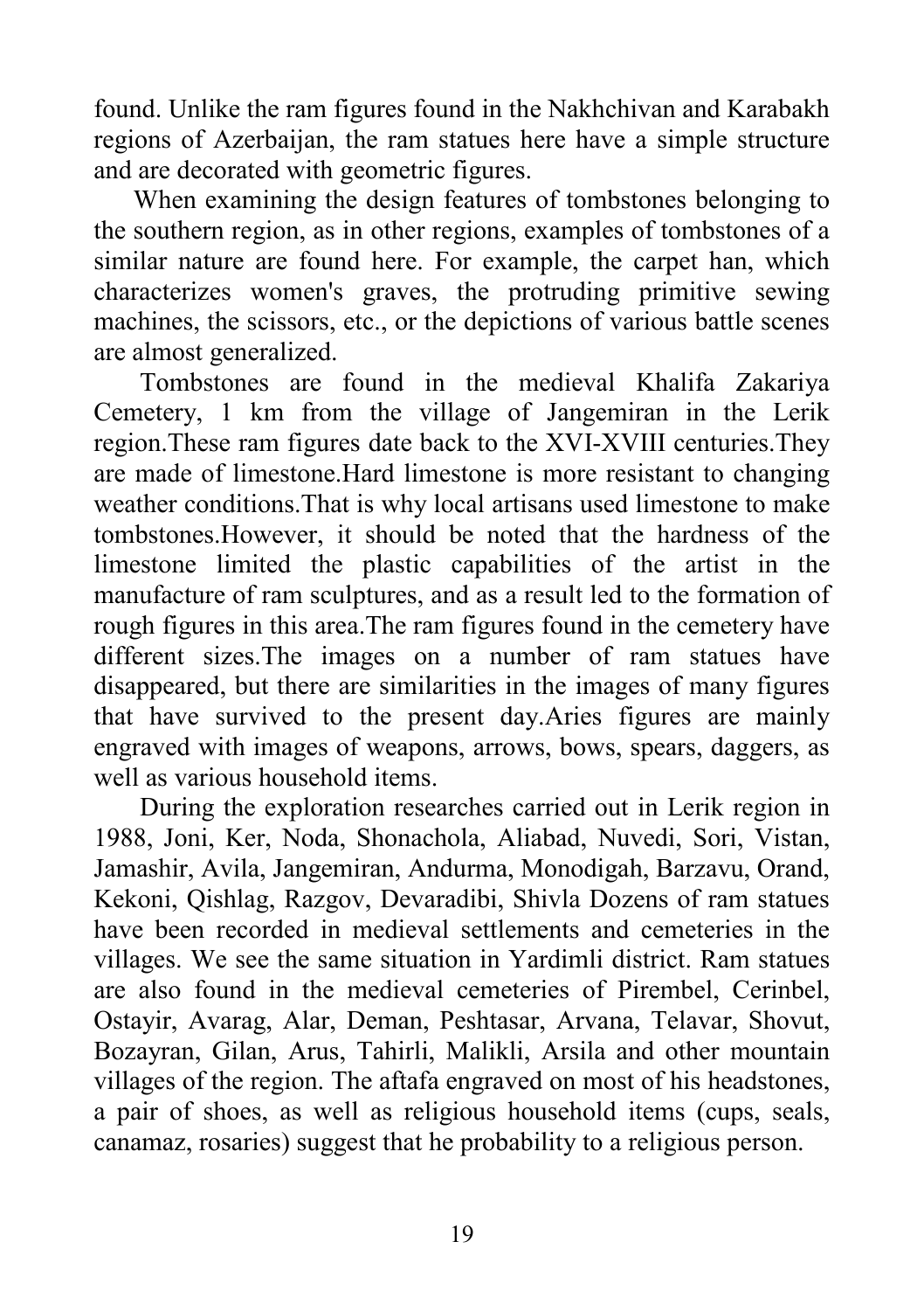found. Unlike the ram figures found in the Nakhchivan and Karabakh regions of Azerbaijan, the ram statues here have a simple structure and are decorated with geometric figures.

When examining the design features of tombstones belonging to the southern region, as in other regions, examples of tombstones of a similar nature are found here. For example, the carpet han, which characterizes women's graves, the protruding primitive sewing machines, the scissors, etc., or the depictions of various battle scenes are almost generalized.

Tombstones are found in the medieval Khalifa Zakariya Cemetery, 1 km from the village of Jangemiran in the Lerik region.These ram figures date back to the XVI-XVIII centuries.They are made of limestone.Hard limestone is more resistant to changing weather conditions.That is why local artisans used limestone to make tombstones.However, it should be noted that the hardness of the limestone limited the plastic capabilities of the artist in the manufacture of ram sculptures, and as a result led to the formation of rough figures in this area.The ram figures found in the cemetery have different sizes.The images on a number of ram statues have disappeared, but there are similarities in the images of many figures that have survived to the present day.Aries figures are mainly engraved with images of weapons, arrows, bows, spears, daggers, as well as various household items.

During the exploration researches carried out in Lerik region in 1988, Joni, Ker, Noda, Shonachola, Aliabad, Nuvedi, Sori, Vistan, Jamashir, Avila, Jangemiran, Andurma, Monodigah, Barzavu, Orand, Kekoni, Qishlag, Razgov, Devaradibi, Shivla Dozens of ram statues have been recorded in medieval settlements and cemeteries in the villages. We see the same situation in Yardimli district. Ram statues are also found in the medieval cemeteries of Pirembel, Cerinbel, Ostayir, Avarag, Alar, Deman, Peshtasar, Arvana, Telavar, Shovut, Bozayran, Gilan, Arus, Tahirli, Malikli, Arsila and other mountain villages of the region. The aftafa engraved on most of his headstones, a pair of shoes, as well as religious household items (cups, seals, canamaz, rosaries) suggest that he probability to a religious person.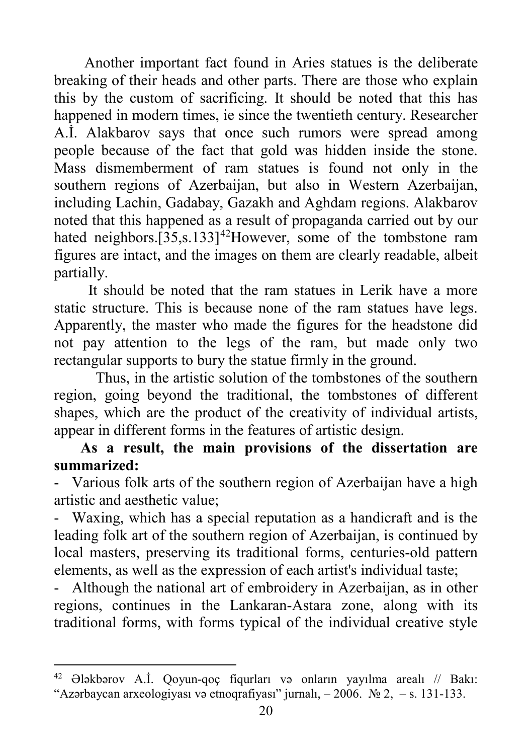Another important fact found in Aries statues is the deliberate breaking of their heads and other parts. There are those who explain this by the custom of sacrificing. It should be noted that this has happened in modern times, ie since the twentieth century. Researcher A.İ. Alakbarov says that once such rumors were spread among people because of the fact that gold was hidden inside the stone. Mass dismemberment of ram statues is found not only in the southern regions of Azerbaijan, but also in Western Azerbaijan, including Lachin, Gadabay, Gazakh and Aghdam regions. Alakbarov noted that this happened as a result of propaganda carried out by our hated neighbors.[35,s.133][42]However, some of the tombstone ram figures are intact, and the images on them are clearly readable, albeit partially.

It should be noted that the ram statues in Lerik have a more static structure. This is because none of the ram statues have legs. Apparently, the master who made the figures for the headstone did not pay attention to the legs of the ram, but made only two rectangular supports to bury the statue firmly in the ground.

Thus, in the artistic solution of the tombstones of the southern region, going beyond the traditional, the tombstones of different shapes, which are the product of the creativity of individual artists, appear in different forms in the features of artistic design.

**As a result, the main provisions of the dissertation are summarized:**

- Various folk arts of the southern region of Azerbaijan have a high artistic and aesthetic value;
- Waxing, which has a special reputation as a handicraft and is the leading folk art of the southern region of Azerbaijan, is continued by local masters, preserving its traditional forms, centuries-old pattern elements, as well as the expression of each artist's individual taste;
- Although the national art of embroidery in Azerbaijan, as in other regions, continues in the Lankaran-Astara zone, along with its traditional forms, with forms typical of the individual creative style

---

[42] Ələkbərov A.İ. Qoyun-qoç fiqurları və onların yayılma arealı // Bakı: "Azərbaycan arxeologiyası və etnoqrafiyası" jurnalı, – 2006. № 2, – s. 131-133.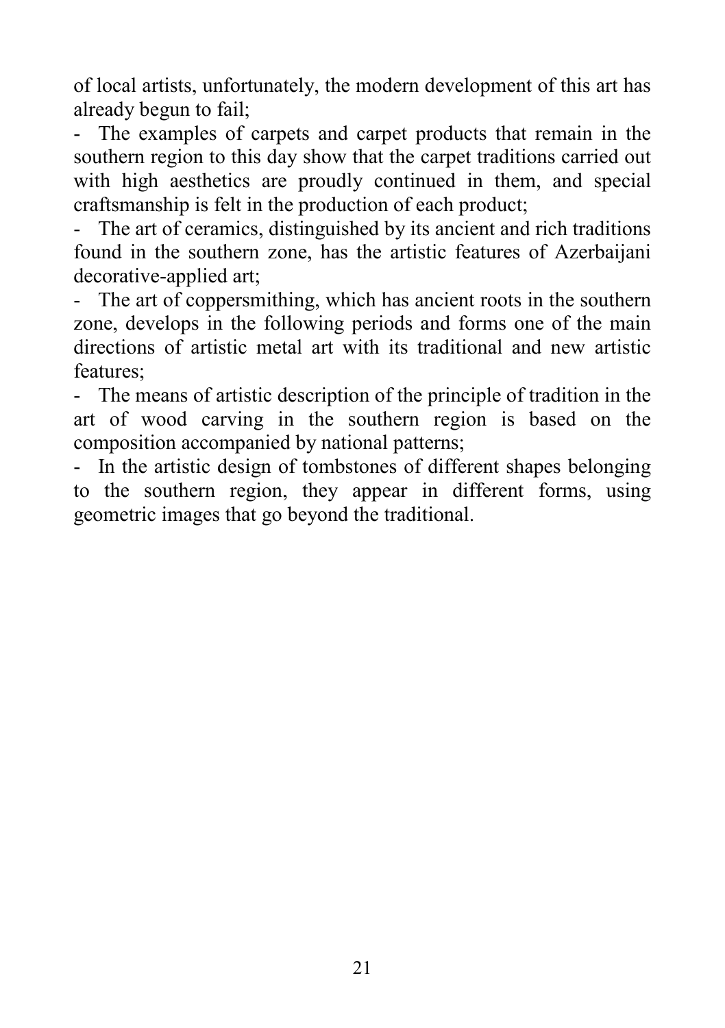of local artists, unfortunately, the modern development of this art has already begun to fail;

- The examples of carpets and carpet products that remain in the southern region to this day show that the carpet traditions carried out with high aesthetics are proudly continued in them, and special craftsmanship is felt in the production of each product;
- The art of ceramics, distinguished by its ancient and rich traditions found in the southern zone, has the artistic features of Azerbaijani decorative-applied art;
- The art of coppersmithing, which has ancient roots in the southern zone, develops in the following periods and forms one of the main directions of artistic metal art with its traditional and new artistic features;
- The means of artistic description of the principle of tradition in the art of wood carving in the southern region is based on the composition accompanied by national patterns;
- In the artistic design of tombstones of different shapes belonging to the southern region, they appear in different forms, using geometric images that go beyond the traditional.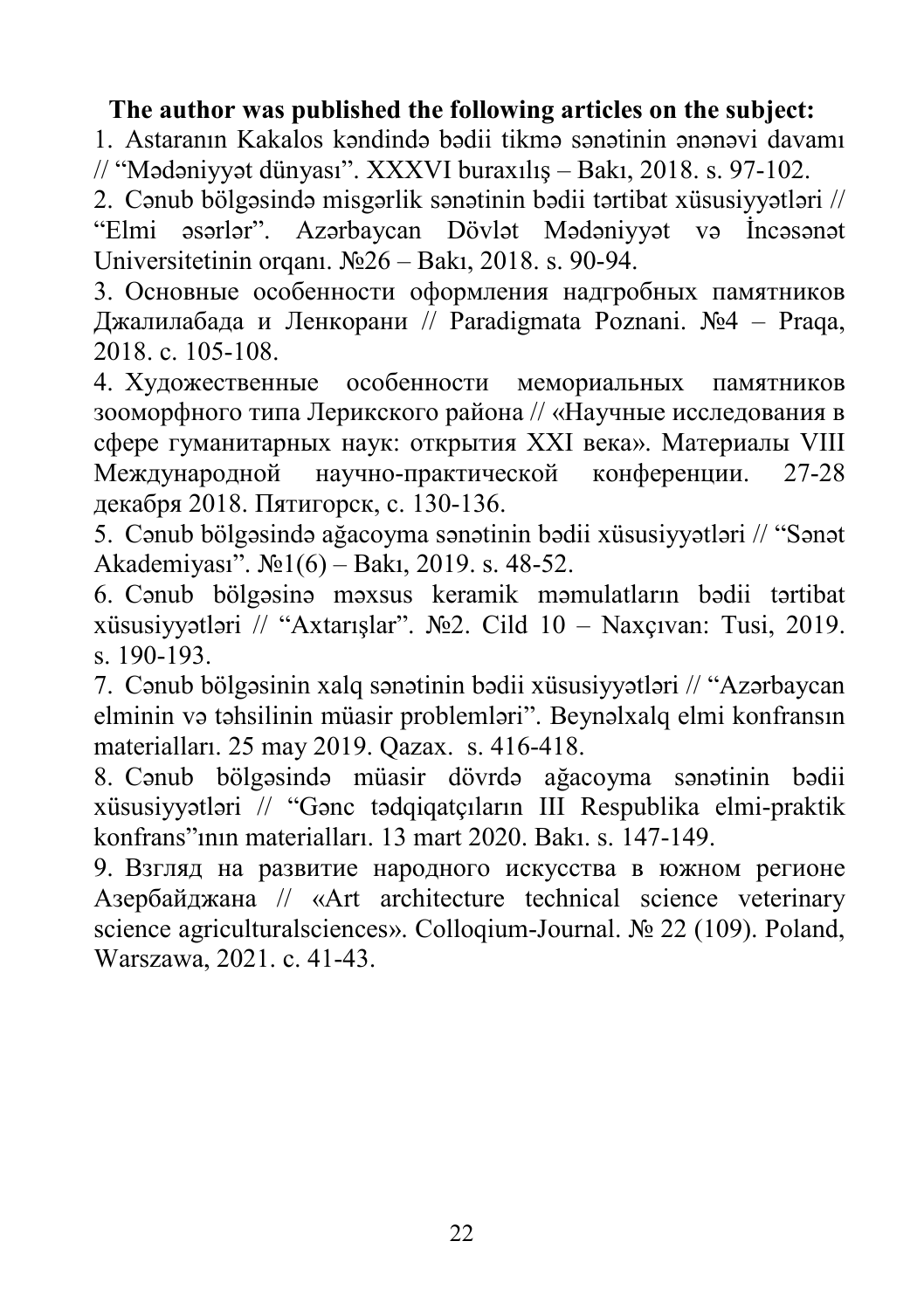**The author was published the following articles on the subject:**

1. Astaranın Kakalos kəndində bədii tikmə sənətinin ənənəvi davamı // "Mədəniyyət dünyası". XXXVI buraxılış – Bakı, 2018. s. 97-102.
2. Cənub bölgəsində misgərlik sənətinin bədii tərtibat xüsusiyyətləri // "Elmi əsərlər". Azərbaycan Dövlət Mədəniyyət və İncəsənət Universitetinin orqanı. №26 – Bakı, 2018. s. 90-94.
3. Основные особенности оформления надгробных памятников Джалилабада и Ленкорани // Paradigmata Poznani. №4 – Praqa, 2018. c. 105-108.
4. Художественные особенности мемориальных памятников зооморфного типа Лерикского района // «Научные исследования в сфере гуманитарных наук: открытия XXI века». Материалы VIII Международной научно-практической конференции. 27-28 декабря 2018. Пятигорск, c. 130-136.
5. Cənub bölgəsində ağacoyma sənətinin bədii xüsusiyyətləri // "Sənət Akademiyası". №1(6) – Bakı, 2019. s. 48-52.
6. Cənub bölgəsinə məxsus keramik məmulatların bədii tərtibat xüsusiyyətləri // "Axtarışlar". №2. Cild 10 – Naxçıvan: Tusi, 2019. s. 190-193.
7. Cənub bölgəsinin xalq sənətinin bədii xüsusiyyətləri // "Azərbaycan elminin və təhsilinin müasir problemləri". Beynəlxalq elmi konfransın materialları. 25 may 2019. Qazax. s. 416-418.
8. Cənub bölgəsində müasir dövrdə ağacoyma sənətinin bədii xüsusiyyətləri // "Gənc tədqiqatçıların III Respublika elmi-praktik konfrans"ının materialları. 13 mart 2020. Bakı. s. 147-149.
9. Взгляд на развитие народного искусства в южном регионе Азербайджана // «Art architecture technical science veterinary science agriculturalsciences». Colloqium-Journal. № 22 (109). Poland, Warszawa, 2021. c. 41-43.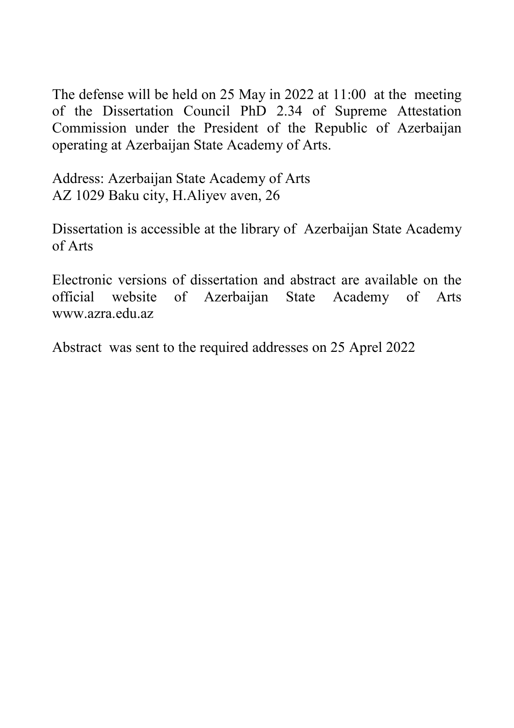The defense will be held on 25 May in 2022 at 11:00 at the meeting of the Dissertation Council PhD 2.34 of Supreme Attestation Commission under the President of the Republic of Azerbaijan operating at Azerbaijan State Academy of Arts.

Address: Azerbaijan State Academy of Arts
AZ 1029 Baku city, H.Aliyev aven, 26

Dissertation is accessible at the library of Azerbaijan State Academy of Arts

Electronic versions of dissertation and abstract are available on the official website of Azerbaijan State Academy of Arts www.azra.edu.az

Abstract was sent to the required addresses on 25 Aprel 2022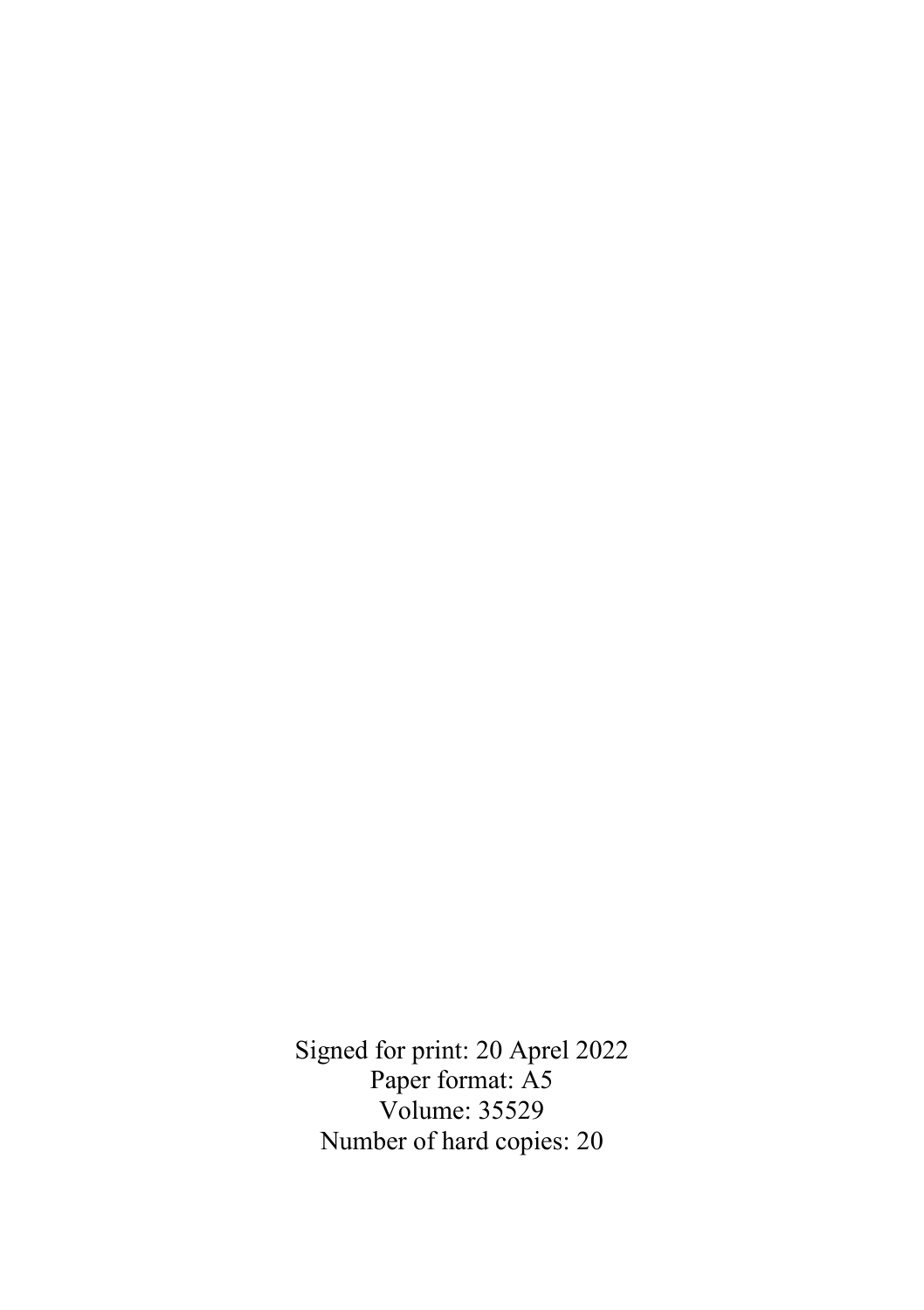Signed for print: 20 Aprel 2022
Paper format: A5
Volume: 35529
Number of hard copies: 20